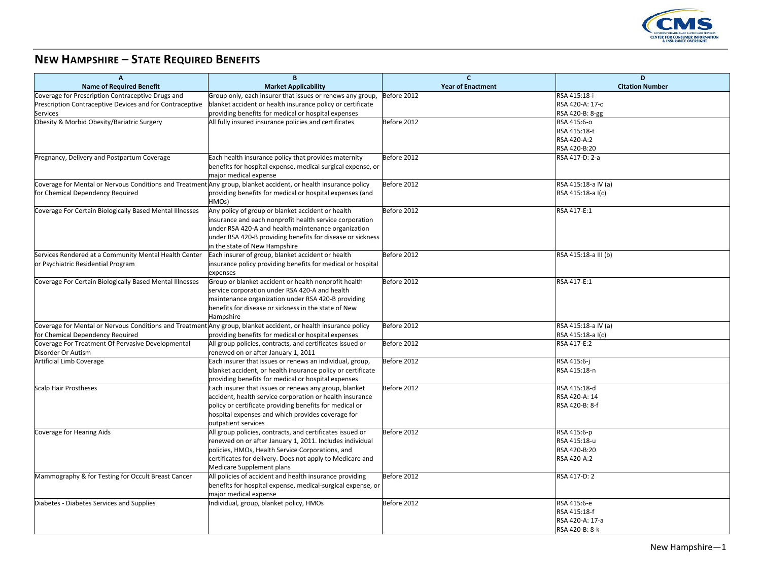# New Hampshire – State Required Benefits

| A<br>Name of Required Benefit | B<br>Market Applicability | C<br>Year of Enactment | D<br>Citation Number |
|---|---|---|---|
| Coverage for Prescription Contraceptive Drugs and Prescription Contraceptive Devices and for Contraceptive Services | Group only, each insurer that issues or renews any group, blanket accident or health insurance policy or certificate providing benefits for medical or hospital expenses | Before 2012 | RSA 415:18-i<br>RSA 420-A: 17-c<br>RSA 420-B: 8-gg |
| Obesity & Morbid Obesity/Bariatric Surgery | All fully insured insurance policies and certificates | Before 2012 | RSA 415:6-o<br>RSA 415:18-t<br>RSA 420-A:2<br>RSA 420-B:20 |
| Pregnancy, Delivery and Postpartum Coverage | Each health insurance policy that provides maternity benefits for hospital expense, medical surgical expense, or major medical expense | Before 2012 | RSA 417-D: 2-a |
| Coverage for Mental or Nervous Conditions and Treatment for Chemical Dependency Required | Any group, blanket accident, or health insurance policy providing benefits for medical or hospital expenses (and HMOs) | Before 2012 | RSA 415:18-a IV (a)<br>RSA 415:18-a I(c) |
| Coverage For Certain Biologically Based Mental Illnesses | Any policy of group or blanket accident or health insurance and each nonprofit health service corporation under RSA 420-A and health maintenance organization under RSA 420-B providing benefits for disease or sickness in the state of New Hampshire | Before 2012 | RSA 417-E:1 |
| Services Rendered at a Community Mental Health Center or Psychiatric Residential Program | Each insurer of group, blanket accident or health insurance policy providing benefits for medical or hospital expenses | Before 2012 | RSA 415:18-a III (b) |
| Coverage For Certain Biologically Based Mental Illnesses | Group or blanket accident or health nonprofit health service corporation under RSA 420-A and health maintenance organization under RSA 420-B providing benefits for disease or sickness in the state of New Hampshire | Before 2012 | RSA 417-E:1 |
| Coverage for Mental or Nervous Conditions and Treatment for Chemical Dependency Required | Any group, blanket accident, or health insurance policy providing benefits for medical or hospital expenses | Before 2012 | RSA 415:18-a IV (a)<br>RSA 415:18-a I(c) |
| Coverage For Treatment Of Pervasive Developmental Disorder Or Autism | All group policies, contracts, and certificates issued or renewed on or after January 1, 2011 | Before 2012 | RSA 417-E:2 |
| Artificial Limb Coverage | Each insurer that issues or renews an individual, group, blanket accident, or health insurance policy or certificate providing benefits for medical or hospital expenses | Before 2012 | RSA 415:6-j<br>RSA 415:18-n |
| Scalp Hair Prostheses | Each insurer that issues or renews any group, blanket accident, health service corporation or health insurance policy or certificate providing benefits for medical or hospital expenses and which provides coverage for outpatient services | Before 2012 | RSA 415:18-d<br>RSA 420-A: 14<br>RSA 420-B: 8-f |
| Coverage for Hearing Aids | All group policies, contracts, and certificates issued or renewed on or after January 1, 2011. Includes individual policies, HMOs, Health Service Corporations, and certificates for delivery. Does not apply to Medicare and Medicare Supplement plans | Before 2012 | RSA 415:6-p<br>RSA 415:18-u<br>RSA 420-B:20<br>RSA 420-A:2 |
| Mammography & for Testing for Occult Breast Cancer | All policies of accident and health insurance providing benefits for hospital expense, medical-surgical expense, or major medical expense | Before 2012 | RSA 417-D: 2 |
| Diabetes - Diabetes Services and Supplies | Individual, group, blanket policy, HMOs | Before 2012 | RSA 415:6-e<br>RSA 415:18-f<br>RSA 420-A: 17-a<br>RSA 420-B: 8-k |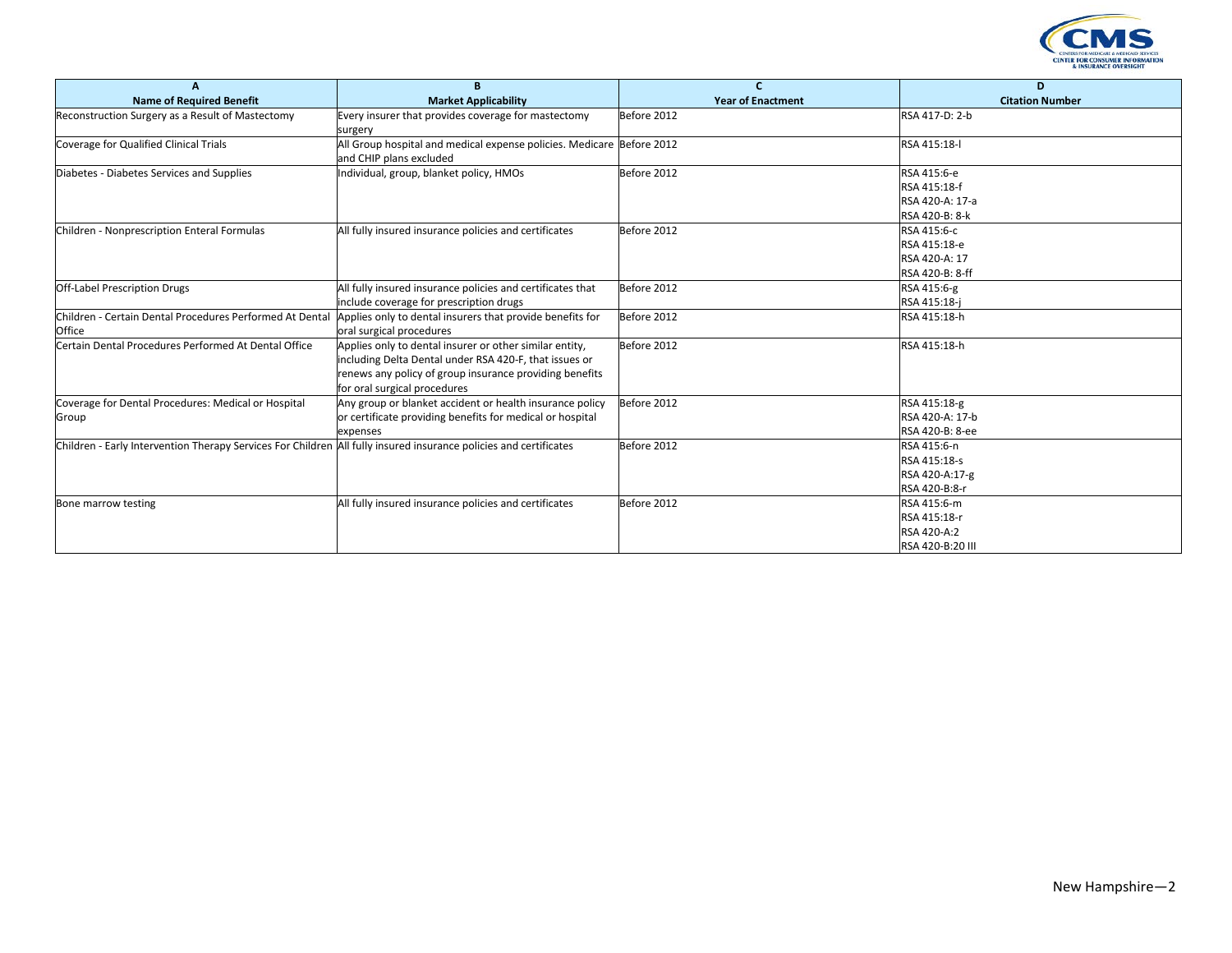| A<br>Name of Required Benefit | B<br>Market Applicability | C<br>Year of Enactment | D<br>Citation Number |
|---|---|---|---|
| Reconstruction Surgery as a Result of Mastectomy | Every insurer that provides coverage for mastectomy surgery | Before 2012 | RSA 417-D: 2-b |
| Coverage for Qualified Clinical Trials | All Group hospital and medical expense policies. Medicare and CHIP plans excluded | Before 2012 | RSA 415:18-l |
| Diabetes - Diabetes Services and Supplies | Individual, group, blanket policy, HMOs | Before 2012 | RSA 415:6-e<br>RSA 415:18-f<br>RSA 420-A: 17-a<br>RSA 420-B: 8-k |
| Children - Nonprescription Enteral Formulas | All fully insured insurance policies and certificates | Before 2012 | RSA 415:6-c<br>RSA 415:18-e<br>RSA 420-A: 17<br>RSA 420-B: 8-ff |
| Off-Label Prescription Drugs | All fully insured insurance policies and certificates that include coverage for prescription drugs | Before 2012 | RSA 415:6-g<br>RSA 415:18-j |
| Children - Certain Dental Procedures Performed At Dental Office | Applies only to dental insurers that provide benefits for oral surgical procedures | Before 2012 | RSA 415:18-h |
| Certain Dental Procedures Performed At Dental Office | Applies only to dental insurer or other similar entity, including Delta Dental under RSA 420-F, that issues or renews any policy of group insurance providing benefits for oral surgical procedures | Before 2012 | RSA 415:18-h |
| Coverage for Dental Procedures: Medical or Hospital Group | Any group or blanket accident or health insurance policy or certificate providing benefits for medical or hospital expenses | Before 2012 | RSA 415:18-g<br>RSA 420-A: 17-b<br>RSA 420-B: 8-ee |
| Children - Early Intervention Therapy Services For Children | All fully insured insurance policies and certificates | Before 2012 | RSA 415:6-n<br>RSA 415:18-s<br>RSA 420-A:17-g<br>RSA 420-B:8-r |
| Bone marrow testing | All fully insured insurance policies and certificates | Before 2012 | RSA 415:6-m<br>RSA 415:18-r<br>RSA 420-A:2<br>RSA 420-B:20 III |